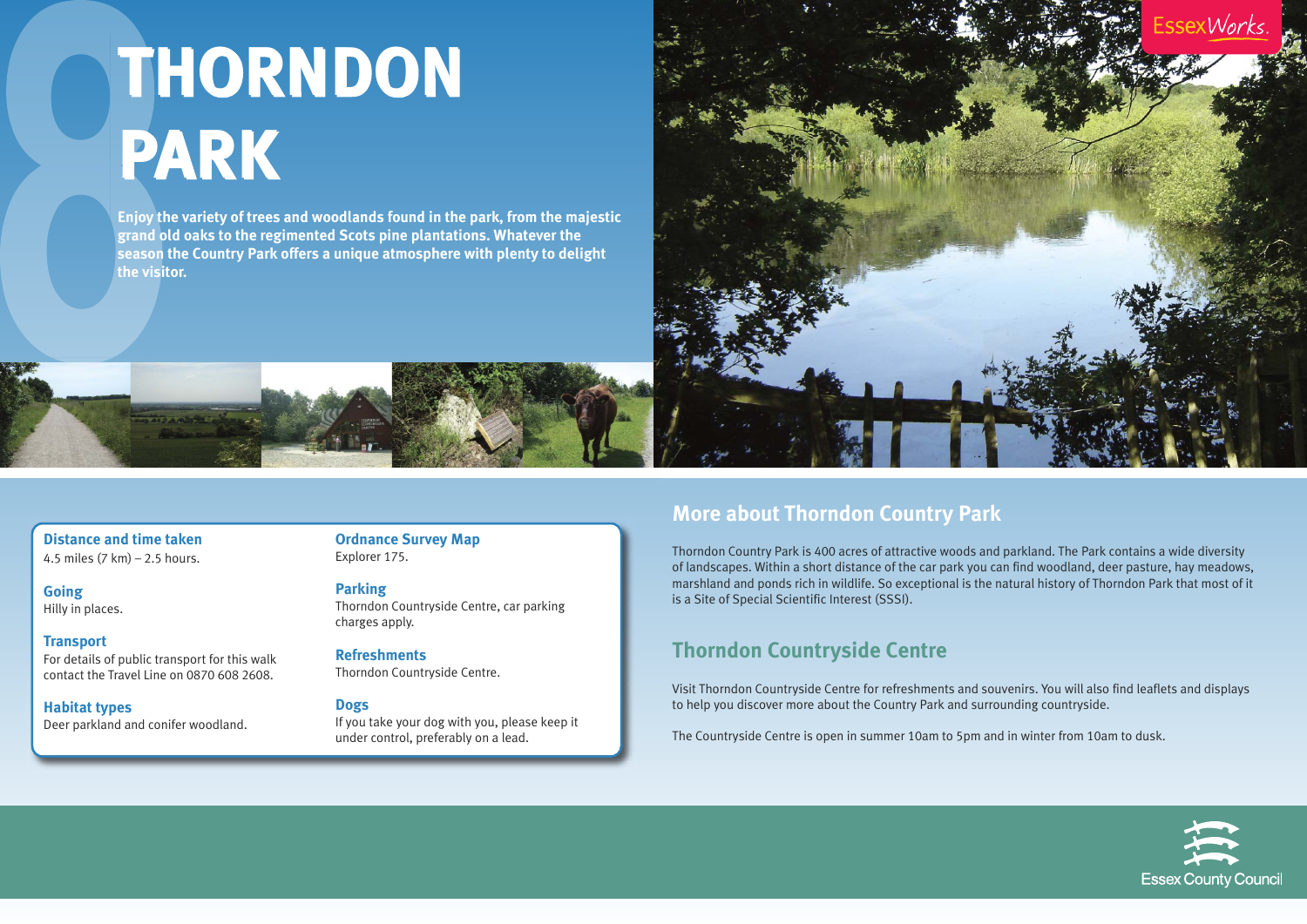# THORNDON PARK

**Enjoy the variety of trees and woodlands found in the park, from the majestic grand old oaks to the regimented Scots pine plantations. Whatever the season the Country Park offers a unique atmosphere with plenty to delight the visitor.**

### Distance and time taken

4.5 miles (7 km) – 2.5 hours.

### Going

Hilly in places.

### Transport

For details of public transport for this walk contact the Travel Line on 0870 608 2608.

### Habitat types

Deer parkland and conifer woodland.

### Ordnance Survey Map

Explorer 175.

### Parking

Thorndon Countryside Centre, car parking charges apply.

### Refreshments

Thorndon Countryside Centre.

### Dogs

If you take your dog with you, please keep it under control, preferably on a lead.

## More about Thorndon Country Park

Thorndon Country Park is 400 acres of attractive woods and parkland. The Park contains a wide diversity of landscapes. Within a short distance of the car park you can find woodland, deer pasture, hay meadows, marshland and ponds rich in wildlife. So exceptional is the natural history of Thorndon Park that most of it is a Site of Special Scientific Interest (SSSI).

## Thorndon Countryside Centre

Visit Thorndon Countryside Centre for refreshments and souvenirs. You will also find leaflets and displays to help you discover more about the Country Park and surrounding countryside.

The Countryside Centre is open in summer 10am to 5pm and in winter from 10am to dusk.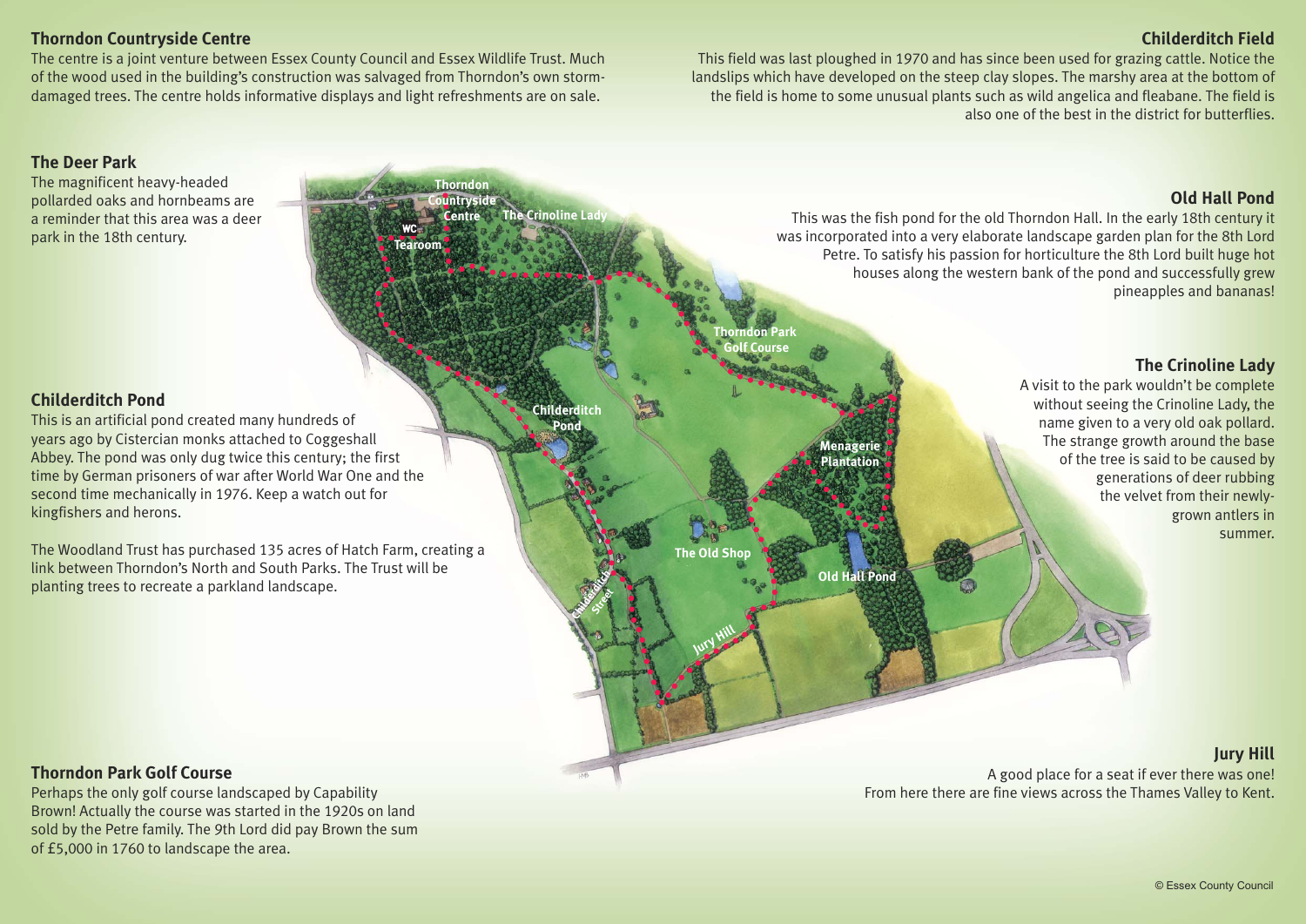## Thorndon Countryside Centre

The centre is a joint venture between Essex County Council and Essex Wildlife Trust. Much of the wood used in the building's construction was salvaged from Thorndon's own storm-damaged trees. The centre holds informative displays and light refreshments are on sale.

## Childerditch Field

This field was last ploughed in 1970 and has since been used for grazing cattle. Notice the landslips which have developed on the steep clay slopes. The marshy area at the bottom of the field is home to some unusual plants such as wild angelica and fleabane. The field is also one of the best in the district for butterflies.

## The Deer Park

The magnificent heavy-headed pollarded oaks and hornbeams are a reminder that this area was a deer park in the 18th century.

## Old Hall Pond

This was the fish pond for the old Thorndon Hall. In the early 18th century it was incorporated into a very elaborate landscape garden plan for the 8th Lord Petre. To satisfy his passion for horticulture the 8th Lord built huge hot houses along the western bank of the pond and successfully grew pineapples and bananas!

## Childerditch Pond

This is an artificial pond created many hundreds of years ago by Cistercian monks attached to Coggeshall Abbey. The pond was only dug twice this century; the first time by German prisoners of war after World War One and the second time mechanically in 1976. Keep a watch out for kingfishers and herons.

The Woodland Trust has purchased 135 acres of Hatch Farm, creating a link between Thorndon's North and South Parks. The Trust will be planting trees to recreate a parkland landscape.

## The Crinoline Lady

A visit to the park wouldn't be complete without seeing the Crinoline Lady, the name given to a very old oak pollard. The strange growth around the base of the tree is said to be caused by generations of deer rubbing the velvet from their newly-grown antlers in summer.

Thorndon Countryside Centre
The Crinoline Lady
WC
Tearoom
Thorndon Park Golf Course
Childerditch Pond
Menagerie Plantation
The Old Shop
Old Hall Pond
Childerditch Street
Jury Hill

## Jury Hill

A good place for a seat if ever there was one! From here there are fine views across the Thames Valley to Kent.

## Thorndon Park Golf Course

Perhaps the only golf course landscaped by Capability Brown! Actually the course was started in the 1920s on land sold by the Petre family. The 9th Lord did pay Brown the sum of £5,000 in 1760 to landscape the area.

© Essex County Council